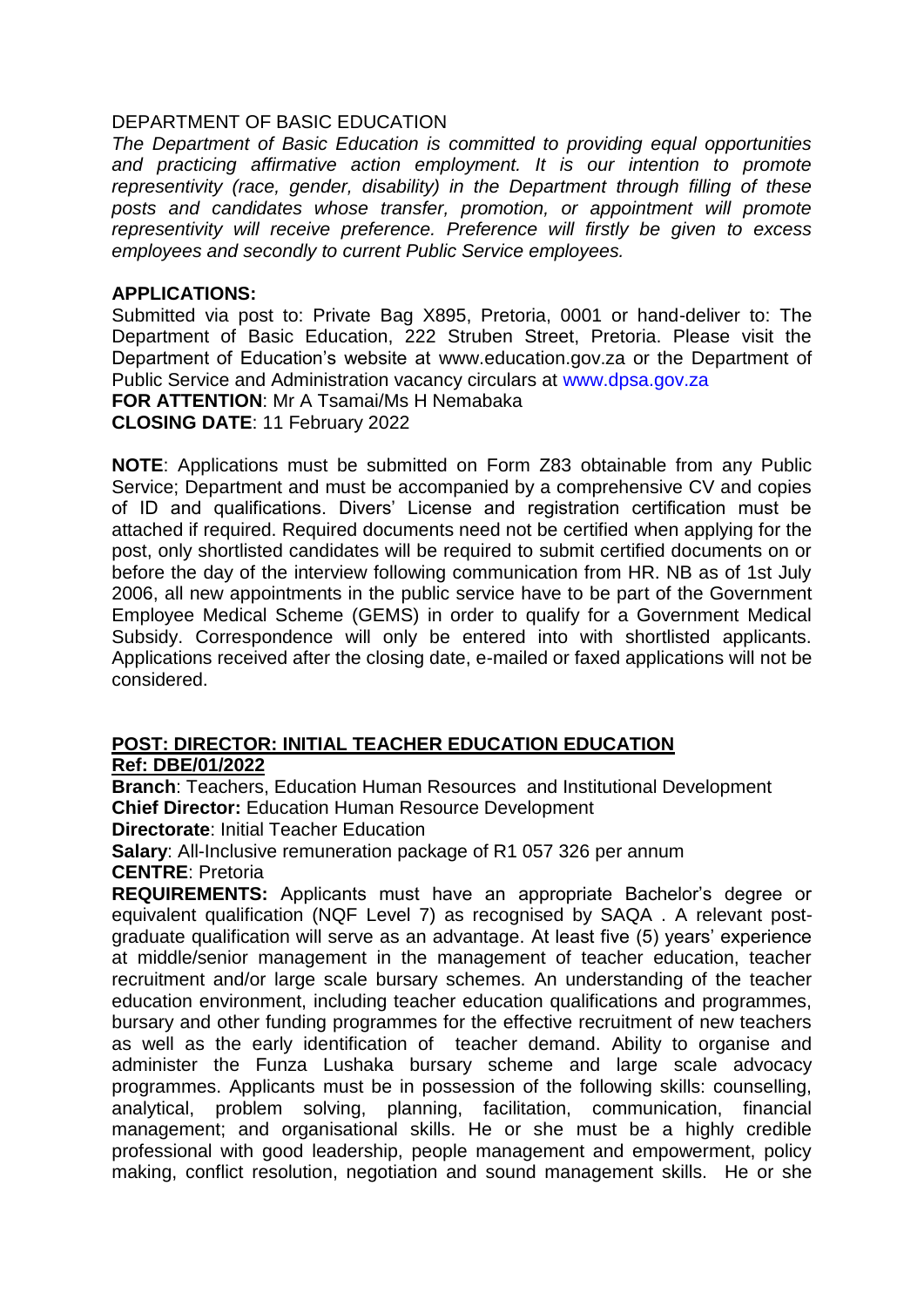DEPARTMENT OF BASIC EDUCATION

*The Department of Basic Education is committed to providing equal opportunities and practicing affirmative action employment. It is our intention to promote representivity (race, gender, disability) in the Department through filling of these posts and candidates whose transfer, promotion, or appointment will promote representivity will receive preference. Preference will firstly be given to excess employees and secondly to current Public Service employees.*

**APPLICATIONS:**

Submitted via post to: Private Bag X895, Pretoria, 0001 or hand-deliver to: The Department of Basic Education, 222 Struben Street, Pretoria. Please visit the Department of Education's website at www.education.gov.za or the Department of Public Service and Administration vacancy circulars at www.dpsa.gov.za

**FOR ATTENTION**: Mr A Tsamai/Ms H Nemabaka

**CLOSING DATE**: 11 February 2022

**NOTE**: Applications must be submitted on Form Z83 obtainable from any Public Service; Department and must be accompanied by a comprehensive CV and copies of ID and qualifications. Divers' License and registration certification must be attached if required. Required documents need not be certified when applying for the post, only shortlisted candidates will be required to submit certified documents on or before the day of the interview following communication from HR. NB as of 1st July 2006, all new appointments in the public service have to be part of the Government Employee Medical Scheme (GEMS) in order to qualify for a Government Medical Subsidy. Correspondence will only be entered into with shortlisted applicants. Applications received after the closing date, e-mailed or faxed applications will not be considered.

**POST: DIRECTOR: INITIAL TEACHER EDUCATION EDUCATION**
**Ref: DBE/01/2022**

**Branch**: Teachers, Education Human Resources and Institutional Development
**Chief Director:** Education Human Resource Development
**Directorate**: Initial Teacher Education
**Salary**: All-Inclusive remuneration package of R1 057 326 per annum
**CENTRE**: Pretoria

**REQUIREMENTS:** Applicants must have an appropriate Bachelor's degree or equivalent qualification (NQF Level 7) as recognised by SAQA . A relevant post-graduate qualification will serve as an advantage. At least five (5) years' experience at middle/senior management in the management of teacher education, teacher recruitment and/or large scale bursary schemes. An understanding of the teacher education environment, including teacher education qualifications and programmes, bursary and other funding programmes for the effective recruitment of new teachers as well as the early identification of teacher demand. Ability to organise and administer the Funza Lushaka bursary scheme and large scale advocacy programmes. Applicants must be in possession of the following skills: counselling, analytical, problem solving, planning, facilitation, communication, financial management; and organisational skills. He or she must be a highly credible professional with good leadership, people management and empowerment, policy making, conflict resolution, negotiation and sound management skills. He or she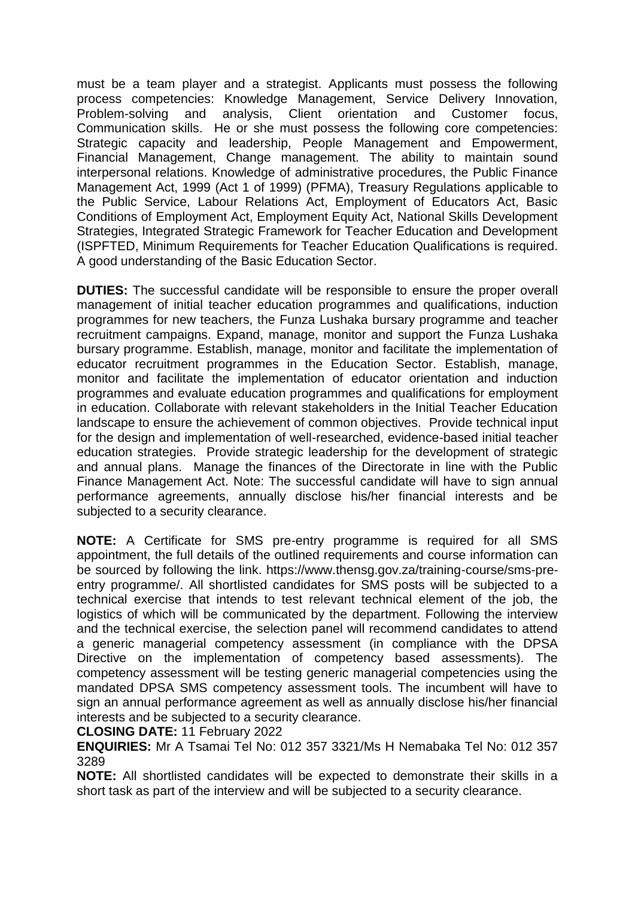must be a team player and a strategist. Applicants must possess the following process competencies: Knowledge Management, Service Delivery Innovation, Problem-solving and analysis, Client orientation and Customer focus, Communication skills. He or she must possess the following core competencies: Strategic capacity and leadership, People Management and Empowerment, Financial Management, Change management. The ability to maintain sound interpersonal relations. Knowledge of administrative procedures, the Public Finance Management Act, 1999 (Act 1 of 1999) (PFMA), Treasury Regulations applicable to the Public Service, Labour Relations Act, Employment of Educators Act, Basic Conditions of Employment Act, Employment Equity Act, National Skills Development Strategies, Integrated Strategic Framework for Teacher Education and Development (ISPFTED, Minimum Requirements for Teacher Education Qualifications is required. A good understanding of the Basic Education Sector.

**DUTIES:** The successful candidate will be responsible to ensure the proper overall management of initial teacher education programmes and qualifications, induction programmes for new teachers, the Funza Lushaka bursary programme and teacher recruitment campaigns. Expand, manage, monitor and support the Funza Lushaka bursary programme. Establish, manage, monitor and facilitate the implementation of educator recruitment programmes in the Education Sector. Establish, manage, monitor and facilitate the implementation of educator orientation and induction programmes and evaluate education programmes and qualifications for employment in education. Collaborate with relevant stakeholders in the Initial Teacher Education landscape to ensure the achievement of common objectives. Provide technical input for the design and implementation of well-researched, evidence-based initial teacher education strategies. Provide strategic leadership for the development of strategic and annual plans. Manage the finances of the Directorate in line with the Public Finance Management Act. Note: The successful candidate will have to sign annual performance agreements, annually disclose his/her financial interests and be subjected to a security clearance.

**NOTE:** A Certificate for SMS pre-entry programme is required for all SMS appointment, the full details of the outlined requirements and course information can be sourced by following the link. https://www.thensg.gov.za/training-course/sms-pre-entry programme/. All shortlisted candidates for SMS posts will be subjected to a technical exercise that intends to test relevant technical element of the job, the logistics of which will be communicated by the department. Following the interview and the technical exercise, the selection panel will recommend candidates to attend a generic managerial competency assessment (in compliance with the DPSA Directive on the implementation of competency based assessments). The competency assessment will be testing generic managerial competencies using the mandated DPSA SMS competency assessment tools. The incumbent will have to sign an annual performance agreement as well as annually disclose his/her financial interests and be subjected to a security clearance.

**CLOSING DATE:** 11 February 2022

**ENQUIRIES:** Mr A Tsamai Tel No: 012 357 3321/Ms H Nemabaka Tel No: 012 357 3289

**NOTE:** All shortlisted candidates will be expected to demonstrate their skills in a short task as part of the interview and will be subjected to a security clearance.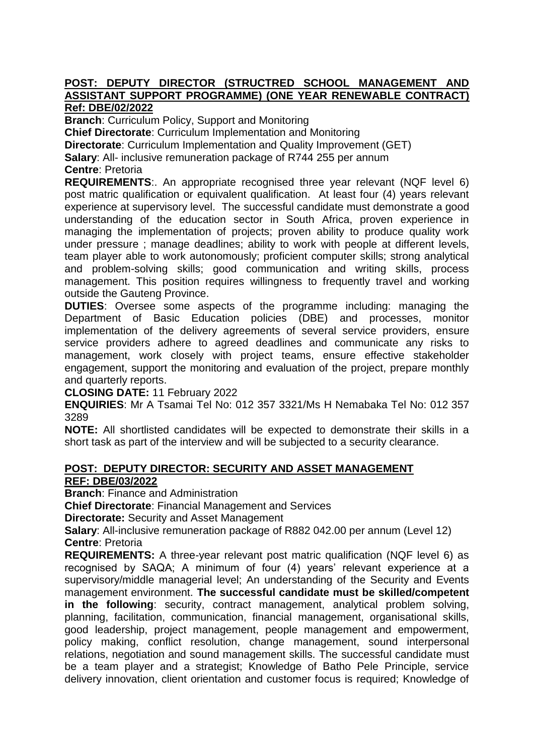**POST: DEPUTY DIRECTOR (STRUCTRED SCHOOL MANAGEMENT AND ASSISTANT SUPPORT PROGRAMME) (ONE YEAR RENEWABLE CONTRACT) Ref: DBE/02/2022**

**Branch**: Curriculum Policy, Support and Monitoring
**Chief Directorate**: Curriculum Implementation and Monitoring
**Directorate**: Curriculum Implementation and Quality Improvement (GET)
**Salary**: All- inclusive remuneration package of R744 255 per annum
**Centre**: Pretoria

**REQUIREMENTS**:. An appropriate recognised three year relevant (NQF level 6) post matric qualification or equivalent qualification. At least four (4) years relevant experience at supervisory level. The successful candidate must demonstrate a good understanding of the education sector in South Africa, proven experience in managing the implementation of projects; proven ability to produce quality work under pressure ; manage deadlines; ability to work with people at different levels, team player able to work autonomously; proficient computer skills; strong analytical and problem-solving skills; good communication and writing skills, process management. This position requires willingness to frequently travel and working outside the Gauteng Province.

**DUTIES**: Oversee some aspects of the programme including: managing the Department of Basic Education policies (DBE) and processes, monitor implementation of the delivery agreements of several service providers, ensure service providers adhere to agreed deadlines and communicate any risks to management, work closely with project teams, ensure effective stakeholder engagement, support the monitoring and evaluation of the project, prepare monthly and quarterly reports.

**CLOSING DATE:** 11 February 2022

**ENQUIRIES**: Mr A Tsamai Tel No: 012 357 3321/Ms H Nemabaka Tel No: 012 357 3289

**NOTE:** All shortlisted candidates will be expected to demonstrate their skills in a short task as part of the interview and will be subjected to a security clearance.

**POST: DEPUTY DIRECTOR: SECURITY AND ASSET MANAGEMENT REF: DBE/03/2022**

**Branch**: Finance and Administration
**Chief Directorate**: Financial Management and Services
**Directorate:** Security and Asset Management
**Salary**: All-inclusive remuneration package of R882 042.00 per annum (Level 12)
**Centre**: Pretoria

**REQUIREMENTS:** A three-year relevant post matric qualification (NQF level 6) as recognised by SAQA; A minimum of four (4) years' relevant experience at a supervisory/middle managerial level; An understanding of the Security and Events management environment. **The successful candidate must be skilled/competent in the following**: security, contract management, analytical problem solving, planning, facilitation, communication, financial management, organisational skills, good leadership, project management, people management and empowerment, policy making, conflict resolution, change management, sound interpersonal relations, negotiation and sound management skills. The successful candidate must be a team player and a strategist; Knowledge of Batho Pele Principle, service delivery innovation, client orientation and customer focus is required; Knowledge of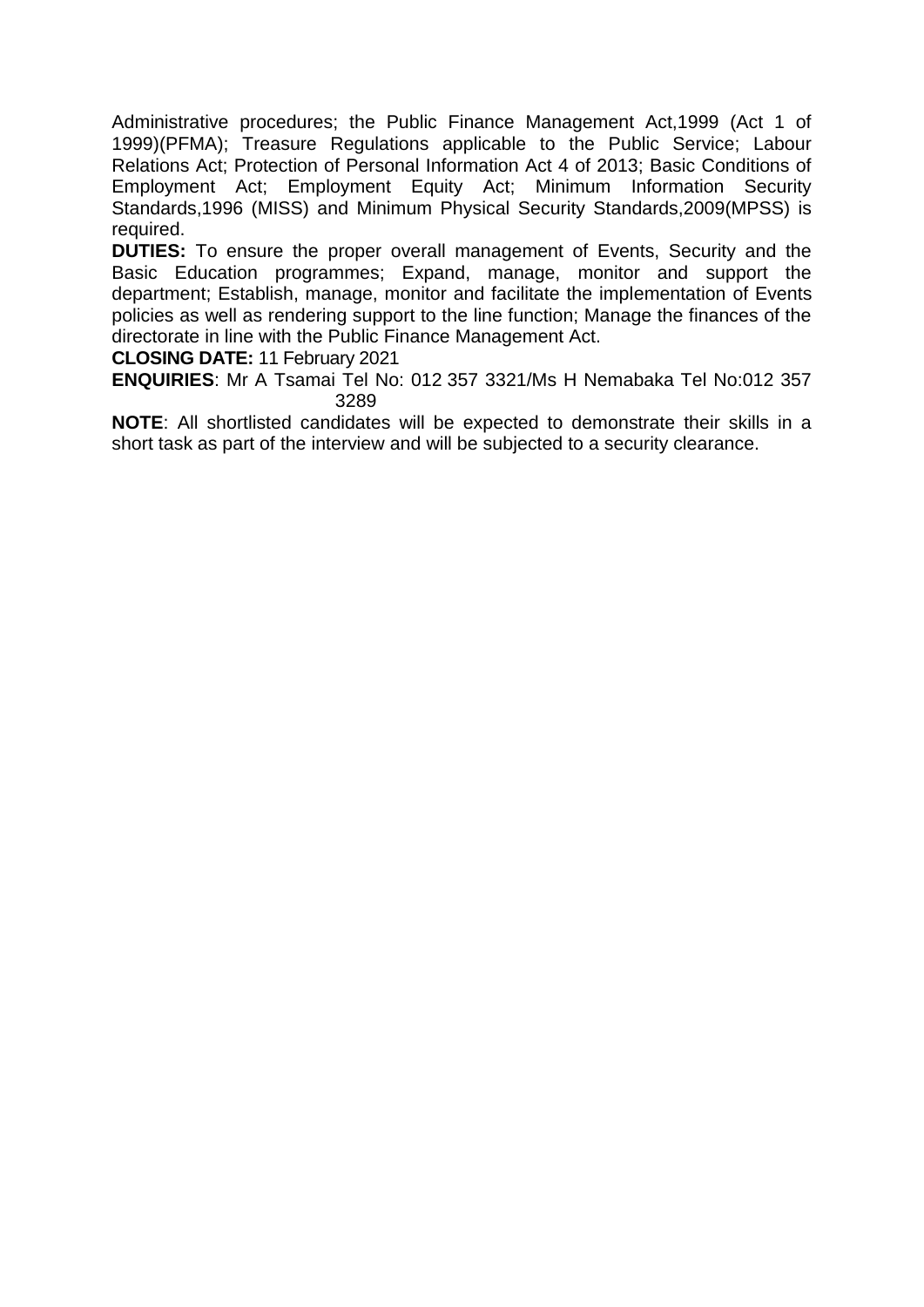Administrative procedures; the Public Finance Management Act,1999 (Act 1 of 1999)(PFMA); Treasure Regulations applicable to the Public Service; Labour Relations Act; Protection of Personal Information Act 4 of 2013; Basic Conditions of Employment Act; Employment Equity Act; Minimum Information Security Standards,1996 (MISS) and Minimum Physical Security Standards,2009(MPSS) is required.

**DUTIES:** To ensure the proper overall management of Events, Security and the Basic Education programmes; Expand, manage, monitor and support the department; Establish, manage, monitor and facilitate the implementation of Events policies as well as rendering support to the line function; Manage the finances of the directorate in line with the Public Finance Management Act.

**CLOSING DATE:** 11 February 2021

**ENQUIRIES**: Mr A Tsamai Tel No: 012 357 3321/Ms H Nemabaka Tel No:012 357 3289

**NOTE**: All shortlisted candidates will be expected to demonstrate their skills in a short task as part of the interview and will be subjected to a security clearance.